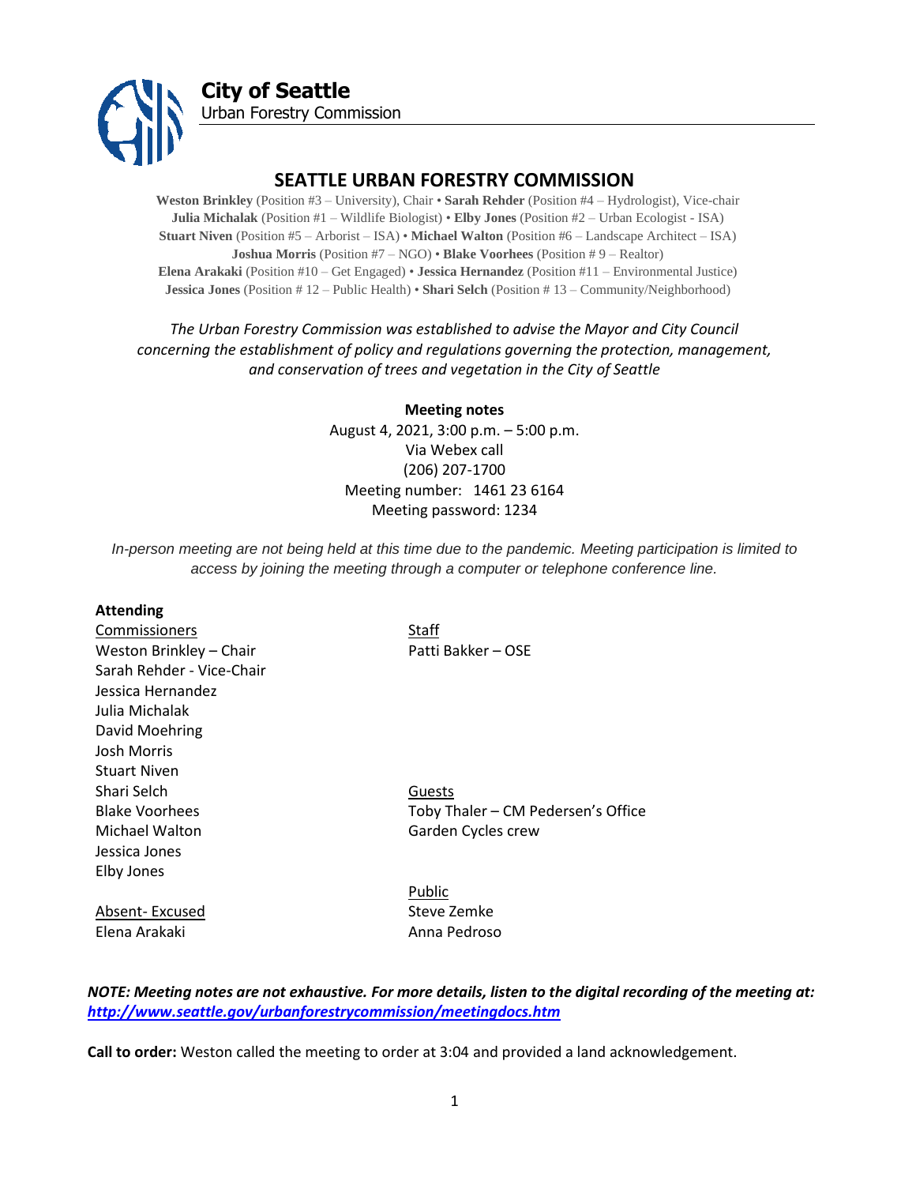**City of Seattle**
Urban Forestry Commission

# SEATTLE URBAN FORESTRY COMMISSION

**Weston Brinkley** (Position #3 – University), Chair • **Sarah Rehder** (Position #4 – Hydrologist), Vice-chair
**Julia Michalak** (Position #1 – Wildlife Biologist) • **Elby Jones** (Position #2 – Urban Ecologist - ISA)
**Stuart Niven** (Position #5 – Arborist – ISA) • **Michael Walton** (Position #6 – Landscape Architect – ISA)
**Joshua Morris** (Position #7 – NGO) • **Blake Voorhees** (Position # 9 – Realtor)
**Elena Arakaki** (Position #10 – Get Engaged) • **Jessica Hernandez** (Position #11 – Environmental Justice)
**Jessica Jones** (Position # 12 – Public Health) • **Shari Selch** (Position # 13 – Community/Neighborhood)

*The Urban Forestry Commission was established to advise the Mayor and City Council concerning the establishment of policy and regulations governing the protection, management, and conservation of trees and vegetation in the City of Seattle*

**Meeting notes**
August 4, 2021, 3:00 p.m. – 5:00 p.m.
Via Webex call
(206) 207-1700
Meeting number: 1461 23 6164
Meeting password: 1234

*In-person meeting are not being held at this time due to the pandemic. Meeting participation is limited to access by joining the meeting through a computer or telephone conference line.*

**Attending**

Commissioners
Weston Brinkley – Chair
Sarah Rehder - Vice-Chair
Jessica Hernandez
Julia Michalak
David Moehring
Josh Morris
Stuart Niven
Shari Selch
Blake Voorhees
Michael Walton
Jessica Jones
Elby Jones

Absent- Excused
Elena Arakaki

Staff
Patti Bakker – OSE

Guests
Toby Thaler – CM Pedersen's Office
Garden Cycles crew

Public
Steve Zemke
Anna Pedroso

***NOTE: Meeting notes are not exhaustive. For more details, listen to the digital recording of the meeting at: http://www.seattle.gov/urbanforestrycommission/meetingdocs.htm***

**Call to order:** Weston called the meeting to order at 3:04 and provided a land acknowledgement.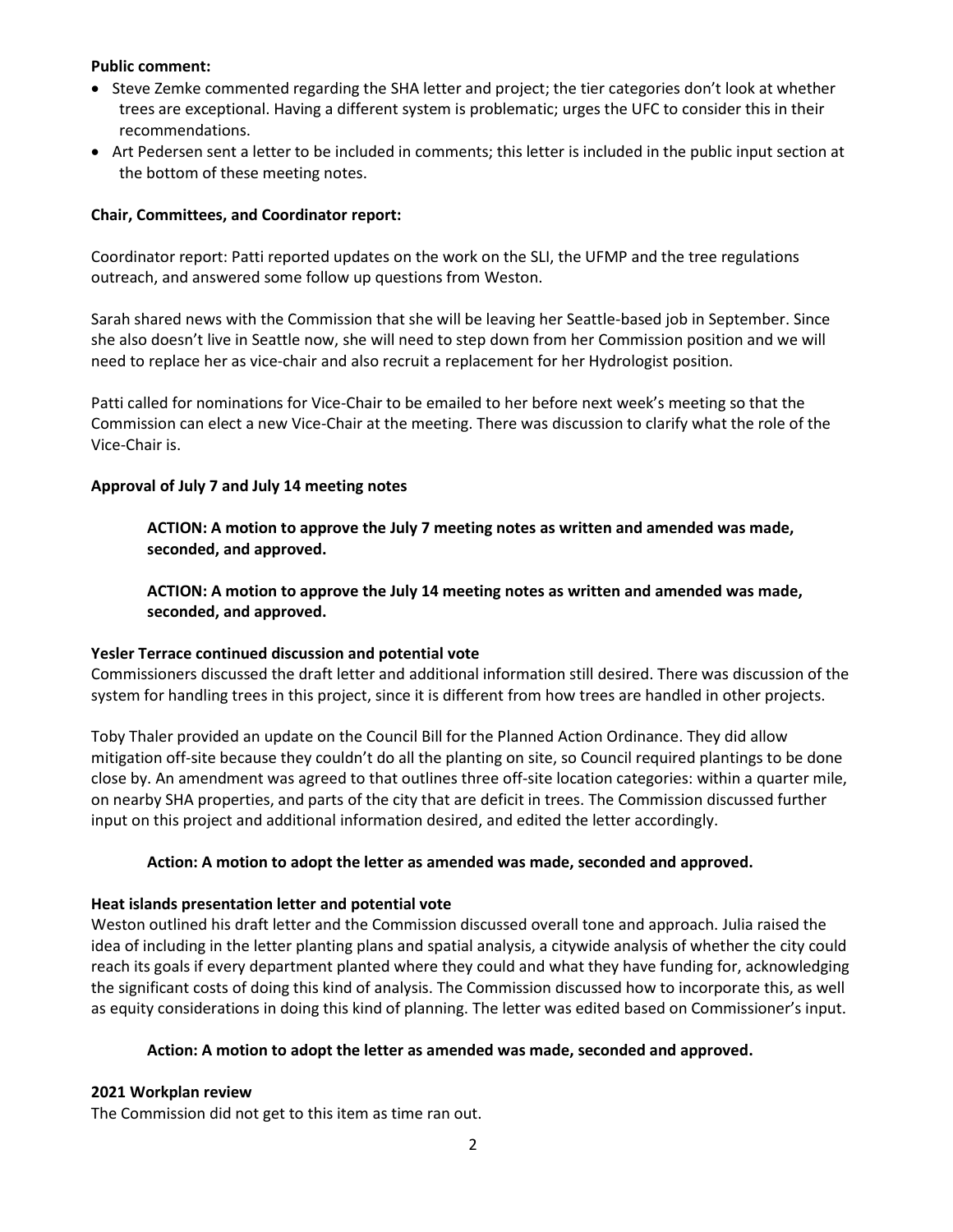**Public comment:**

- Steve Zemke commented regarding the SHA letter and project; the tier categories don't look at whether trees are exceptional. Having a different system is problematic; urges the UFC to consider this in their recommendations.
- Art Pedersen sent a letter to be included in comments; this letter is included in the public input section at the bottom of these meeting notes.

**Chair, Committees, and Coordinator report:**

Coordinator report: Patti reported updates on the work on the SLI, the UFMP and the tree regulations outreach, and answered some follow up questions from Weston.

Sarah shared news with the Commission that she will be leaving her Seattle-based job in September. Since she also doesn't live in Seattle now, she will need to step down from her Commission position and we will need to replace her as vice-chair and also recruit a replacement for her Hydrologist position.

Patti called for nominations for Vice-Chair to be emailed to her before next week's meeting so that the Commission can elect a new Vice-Chair at the meeting. There was discussion to clarify what the role of the Vice-Chair is.

**Approval of July 7 and July 14 meeting notes**

> **ACTION: A motion to approve the July 7 meeting notes as written and amended was made, seconded, and approved.**
>
> **ACTION: A motion to approve the July 14 meeting notes as written and amended was made, seconded, and approved.**

**Yesler Terrace continued discussion and potential vote**

Commissioners discussed the draft letter and additional information still desired. There was discussion of the system for handling trees in this project, since it is different from how trees are handled in other projects.

Toby Thaler provided an update on the Council Bill for the Planned Action Ordinance. They did allow mitigation off-site because they couldn't do all the planting on site, so Council required plantings to be done close by. An amendment was agreed to that outlines three off-site location categories: within a quarter mile, on nearby SHA properties, and parts of the city that are deficit in trees. The Commission discussed further input on this project and additional information desired, and edited the letter accordingly.

> **Action: A motion to adopt the letter as amended was made, seconded and approved.**

**Heat islands presentation letter and potential vote**

Weston outlined his draft letter and the Commission discussed overall tone and approach. Julia raised the idea of including in the letter planting plans and spatial analysis, a citywide analysis of whether the city could reach its goals if every department planted where they could and what they have funding for, acknowledging the significant costs of doing this kind of analysis. The Commission discussed how to incorporate this, as well as equity considerations in doing this kind of planning. The letter was edited based on Commissioner's input.

> **Action: A motion to adopt the letter as amended was made, seconded and approved.**

**2021 Workplan review**

The Commission did not get to this item as time ran out.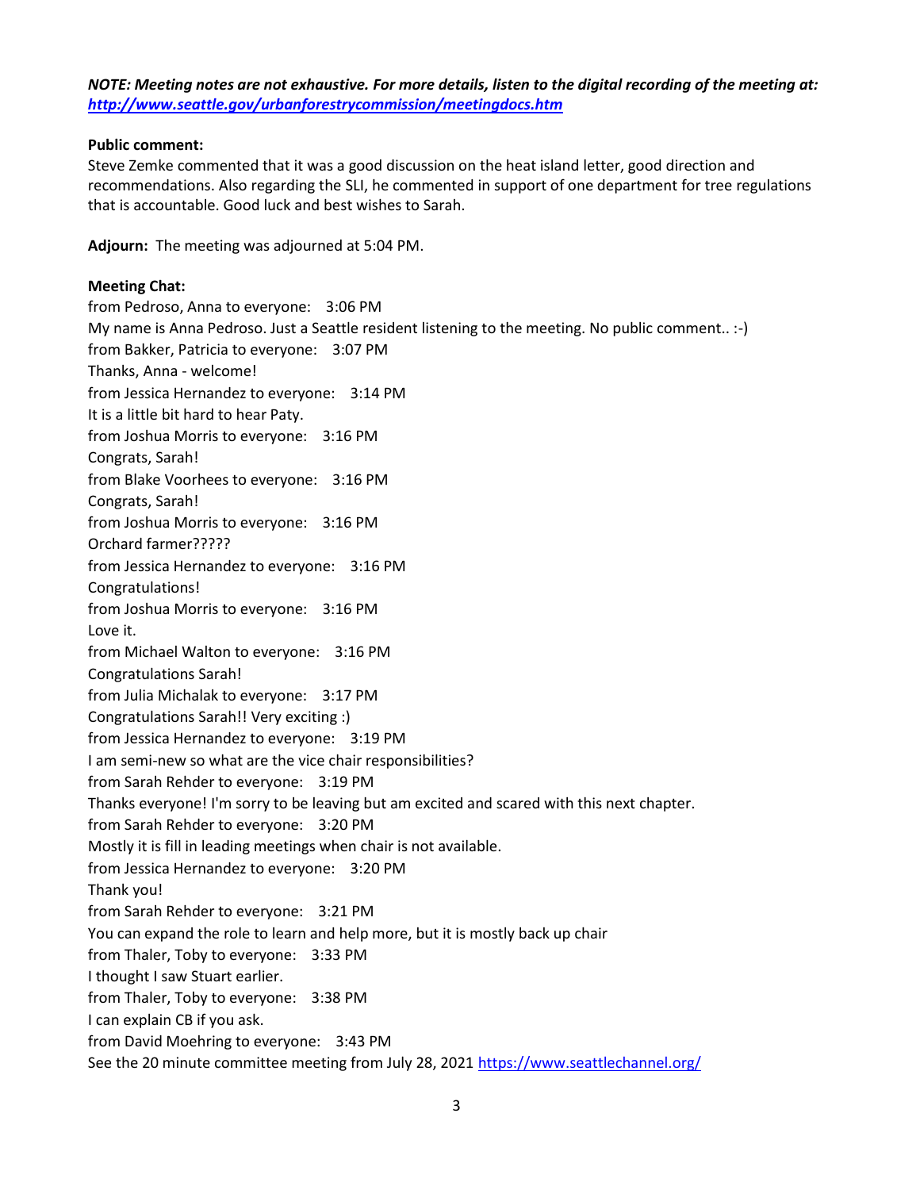***NOTE: Meeting notes are not exhaustive. For more details, listen to the digital recording of the meeting at: [http://www.seattle.gov/urbanforestrycommission/meetingdocs.htm](http://www.seattle.gov/urbanforestrycommission/meetingdocs.htm)***

**Public comment:**
Steve Zemke commented that it was a good discussion on the heat island letter, good direction and recommendations. Also regarding the SLI, he commented in support of one department for tree regulations that is accountable. Good luck and best wishes to Sarah.

**Adjourn:** The meeting was adjourned at 5:04 PM.

**Meeting Chat:**
from Pedroso, Anna to everyone: 3:06 PM
My name is Anna Pedroso. Just a Seattle resident listening to the meeting. No public comment.. :-)
from Bakker, Patricia to everyone: 3:07 PM
Thanks, Anna - welcome!
from Jessica Hernandez to everyone: 3:14 PM
It is a little bit hard to hear Paty.
from Joshua Morris to everyone: 3:16 PM
Congrats, Sarah!
from Blake Voorhees to everyone: 3:16 PM
Congrats, Sarah!
from Joshua Morris to everyone: 3:16 PM
Orchard farmer?????
from Jessica Hernandez to everyone: 3:16 PM
Congratulations!
from Joshua Morris to everyone: 3:16 PM
Love it.
from Michael Walton to everyone: 3:16 PM
Congratulations Sarah!
from Julia Michalak to everyone: 3:17 PM
Congratulations Sarah!! Very exciting :)
from Jessica Hernandez to everyone: 3:19 PM
I am semi-new so what are the vice chair responsibilities?
from Sarah Rehder to everyone: 3:19 PM
Thanks everyone! I'm sorry to be leaving but am excited and scared with this next chapter.
from Sarah Rehder to everyone: 3:20 PM
Mostly it is fill in leading meetings when chair is not available.
from Jessica Hernandez to everyone: 3:20 PM
Thank you!
from Sarah Rehder to everyone: 3:21 PM
You can expand the role to learn and help more, but it is mostly back up chair
from Thaler, Toby to everyone: 3:33 PM
I thought I saw Stuart earlier.
from Thaler, Toby to everyone: 3:38 PM
I can explain CB if you ask.
from David Moehring to everyone: 3:43 PM
See the 20 minute committee meeting from July 28, 2021 [https://www.seattlechannel.org/](https://www.seattlechannel.org/)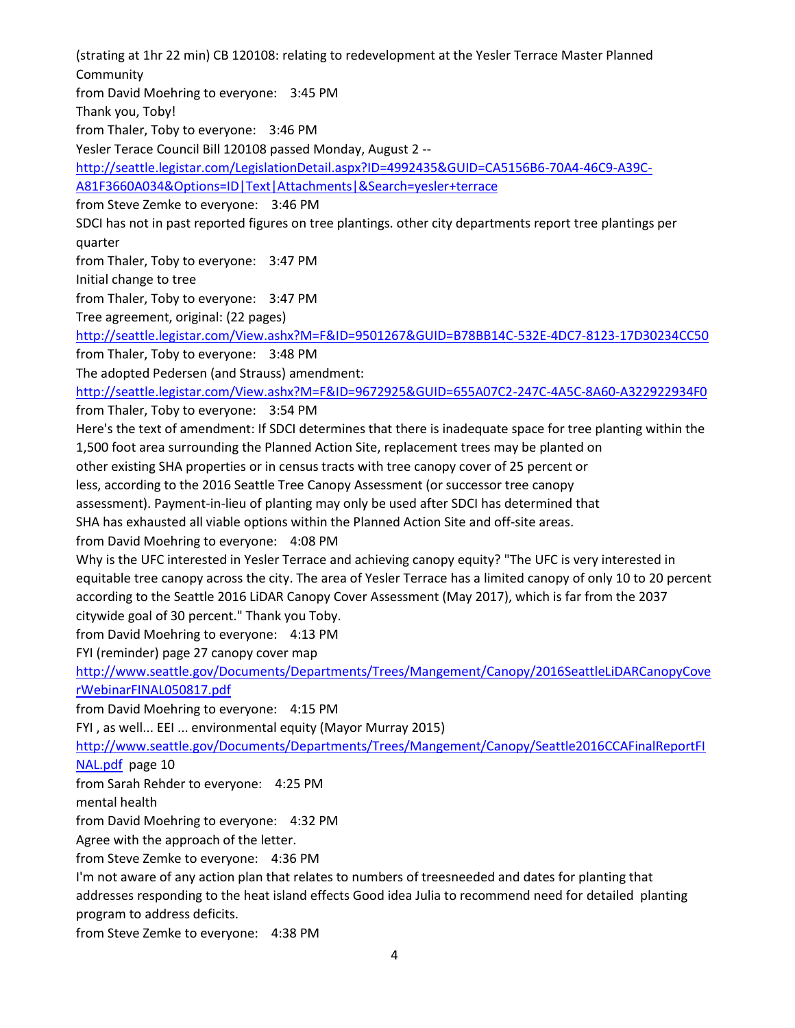(strating at 1hr 22 min) CB 120108: relating to redevelopment at the Yesler Terrace Master Planned Community

from David Moehring to everyone: 3:45 PM

Thank you, Toby!

from Thaler, Toby to everyone: 3:46 PM

Yesler Terace Council Bill 120108 passed Monday, August 2 -- [http://seattle.legistar.com/LegislationDetail.aspx?ID=4992435&GUID=CA5156B6-70A4-46C9-A39C-A81F3660A034&Options=ID|Text|Attachments|&Search=yesler+terrace](http://seattle.legistar.com/LegislationDetail.aspx?ID=4992435&GUID=CA5156B6-70A4-46C9-A39C-A81F3660A034&Options=ID|Text|Attachments|&Search=yesler+terrace)

from Steve Zemke to everyone: 3:46 PM

SDCI has not in past reported figures on tree plantings. other city departments report tree plantings per quarter

from Thaler, Toby to everyone: 3:47 PM

Initial change to tree

from Thaler, Toby to everyone: 3:47 PM

Tree agreement, original: (22 pages)
[http://seattle.legistar.com/View.ashx?M=F&ID=9501267&GUID=B78BB14C-532E-4DC7-8123-17D30234CC50](http://seattle.legistar.com/View.ashx?M=F&ID=9501267&GUID=B78BB14C-532E-4DC7-8123-17D30234CC50)

from Thaler, Toby to everyone: 3:48 PM

The adopted Pedersen (and Strauss) amendment:
[http://seattle.legistar.com/View.ashx?M=F&ID=9672925&GUID=655A07C2-247C-4A5C-8A60-A322922934F0](http://seattle.legistar.com/View.ashx?M=F&ID=9672925&GUID=655A07C2-247C-4A5C-8A60-A322922934F0)

from Thaler, Toby to everyone: 3:54 PM

Here's the text of amendment: If SDCI determines that there is inadequate space for tree planting within the 1,500 foot area surrounding the Planned Action Site, replacement trees may be planted on other existing SHA properties or in census tracts with tree canopy cover of 25 percent or less, according to the 2016 Seattle Tree Canopy Assessment (or successor tree canopy assessment). Payment-in-lieu of planting may only be used after SDCI has determined that SHA has exhausted all viable options within the Planned Action Site and off-site areas.

from David Moehring to everyone: 4:08 PM

Why is the UFC interested in Yesler Terrace and achieving canopy equity? "The UFC is very interested in equitable tree canopy across the city. The area of Yesler Terrace has a limited canopy of only 10 to 20 percent according to the Seattle 2016 LiDAR Canopy Cover Assessment (May 2017), which is far from the 2037 citywide goal of 30 percent." Thank you Toby.

from David Moehring to everyone: 4:13 PM

FYI (reminder) page 27 canopy cover map
[http://www.seattle.gov/Documents/Departments/Trees/Mangement/Canopy/2016SeattleLiDARCanopyCoverWebinarFINAL050817.pdf](http://www.seattle.gov/Documents/Departments/Trees/Mangement/Canopy/2016SeattleLiDARCanopyCoverWebinarFINAL050817.pdf)

from David Moehring to everyone: 4:15 PM

FYI , as well... EEI ... environmental equity (Mayor Murray 2015)
[http://www.seattle.gov/Documents/Departments/Trees/Mangement/Canopy/Seattle2016CCAFinalReportFINAL.pdf](http://www.seattle.gov/Documents/Departments/Trees/Mangement/Canopy/Seattle2016CCAFinalReportFINAL.pdf) page 10

from Sarah Rehder to everyone: 4:25 PM

mental health

from David Moehring to everyone: 4:32 PM

Agree with the approach of the letter.

from Steve Zemke to everyone: 4:36 PM

I'm not aware of any action plan that relates to numbers of treesneeded and dates for planting that addresses responding to the heat island effects Good idea Julia to recommend need for detailed planting program to address deficits.

from Steve Zemke to everyone: 4:38 PM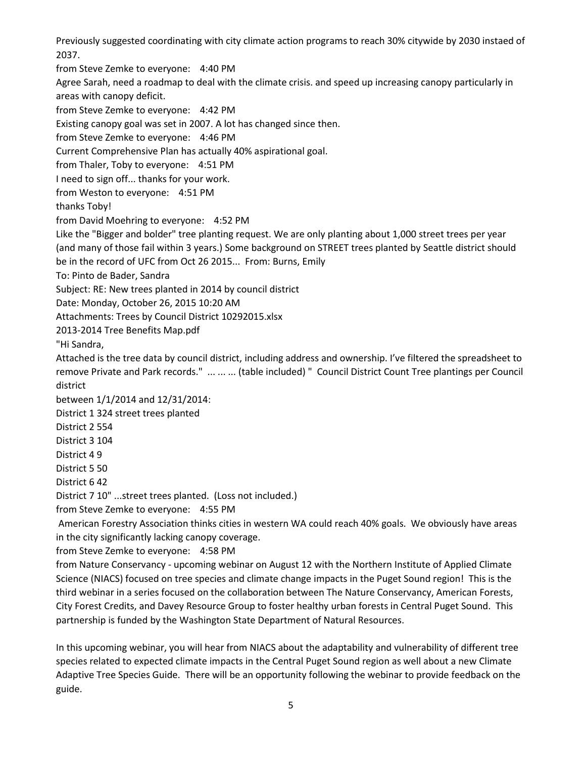Previously suggested coordinating with city climate action programs to reach 30% citywide by 2030 instaed of 2037.

from Steve Zemke to everyone: 4:40 PM

Agree Sarah, need a roadmap to deal with the climate crisis. and speed up increasing canopy particularly in areas with canopy deficit.

from Steve Zemke to everyone: 4:42 PM

Existing canopy goal was set in 2007. A lot has changed since then.

from Steve Zemke to everyone: 4:46 PM

Current Comprehensive Plan has actually 40% aspirational goal.

from Thaler, Toby to everyone: 4:51 PM

I need to sign off... thanks for your work.

from Weston to everyone: 4:51 PM

thanks Toby!

from David Moehring to everyone: 4:52 PM

Like the "Bigger and bolder" tree planting request. We are only planting about 1,000 street trees per year (and many of those fail within 3 years.) Some background on STREET trees planted by Seattle district should be in the record of UFC from Oct 26 2015... From: Burns, Emily

To: Pinto de Bader, Sandra

Subject: RE: New trees planted in 2014 by council district

Date: Monday, October 26, 2015 10:20 AM

Attachments: Trees by Council District 10292015.xlsx

2013-2014 Tree Benefits Map.pdf

"Hi Sandra,

Attached is the tree data by council district, including address and ownership. I've filtered the spreadsheet to remove Private and Park records." ... ... ... (table included) " Council District Count Tree plantings per Council district

between 1/1/2014 and 12/31/2014:

District 1 324 street trees planted

District 2 554

District 3 104

District 4 9

District 5 50

District 6 42

District 7 10" ...street trees planted. (Loss not included.)

from Steve Zemke to everyone: 4:55 PM

American Forestry Association thinks cities in western WA could reach 40% goals. We obviously have areas in the city significantly lacking canopy coverage.

from Steve Zemke to everyone: 4:58 PM

from Nature Conservancy - upcoming webinar on August 12 with the Northern Institute of Applied Climate Science (NIACS) focused on tree species and climate change impacts in the Puget Sound region! This is the third webinar in a series focused on the collaboration between The Nature Conservancy, American Forests, City Forest Credits, and Davey Resource Group to foster healthy urban forests in Central Puget Sound. This partnership is funded by the Washington State Department of Natural Resources.

In this upcoming webinar, you will hear from NIACS about the adaptability and vulnerability of different tree species related to expected climate impacts in the Central Puget Sound region as well about a new Climate Adaptive Tree Species Guide. There will be an opportunity following the webinar to provide feedback on the guide.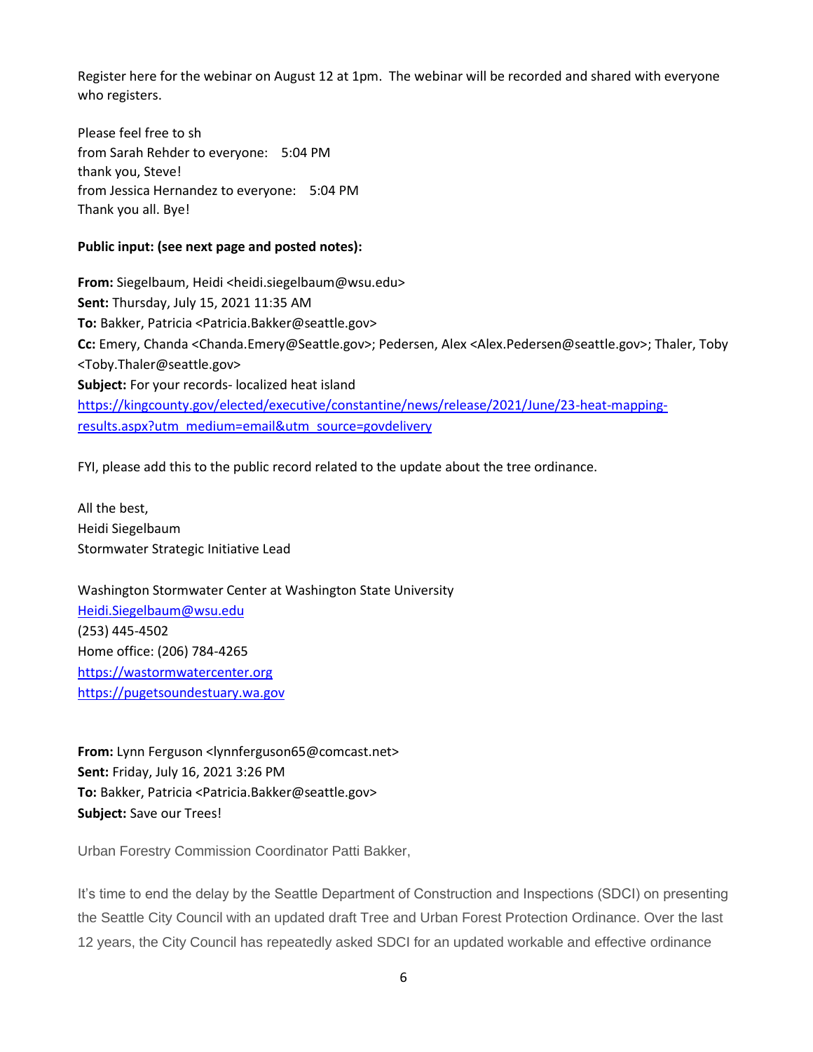Register here for the webinar on August 12 at 1pm. The webinar will be recorded and shared with everyone who registers.

Please feel free to sh
from Sarah Rehder to everyone: 5:04 PM
thank you, Steve!
from Jessica Hernandez to everyone: 5:04 PM
Thank you all. Bye!

**Public input: (see next page and posted notes):**

**From:** Siegelbaum, Heidi <heidi.siegelbaum@wsu.edu>
**Sent:** Thursday, July 15, 2021 11:35 AM
**To:** Bakker, Patricia <Patricia.Bakker@seattle.gov>
**Cc:** Emery, Chanda <Chanda.Emery@Seattle.gov>; Pedersen, Alex <Alex.Pedersen@seattle.gov>; Thaler, Toby <Toby.Thaler@seattle.gov>
**Subject:** For your records- localized heat island
https://kingcounty.gov/elected/executive/constantine/news/release/2021/June/23-heat-mapping-results.aspx?utm_medium=email&utm_source=govdelivery

FYI, please add this to the public record related to the update about the tree ordinance.

All the best,
Heidi Siegelbaum
Stormwater Strategic Initiative Lead

Washington Stormwater Center at Washington State University
Heidi.Siegelbaum@wsu.edu
(253) 445-4502
Home office: (206) 784-4265
https://wastormwatercenter.org
https://pugetsoundestuary.wa.gov

**From:** Lynn Ferguson <lynnferguson65@comcast.net>
**Sent:** Friday, July 16, 2021 3:26 PM
**To:** Bakker, Patricia <Patricia.Bakker@seattle.gov>
**Subject:** Save our Trees!

Urban Forestry Commission Coordinator Patti Bakker,

It's time to end the delay by the Seattle Department of Construction and Inspections (SDCI) on presenting the Seattle City Council with an updated draft Tree and Urban Forest Protection Ordinance. Over the last 12 years, the City Council has repeatedly asked SDCI for an updated workable and effective ordinance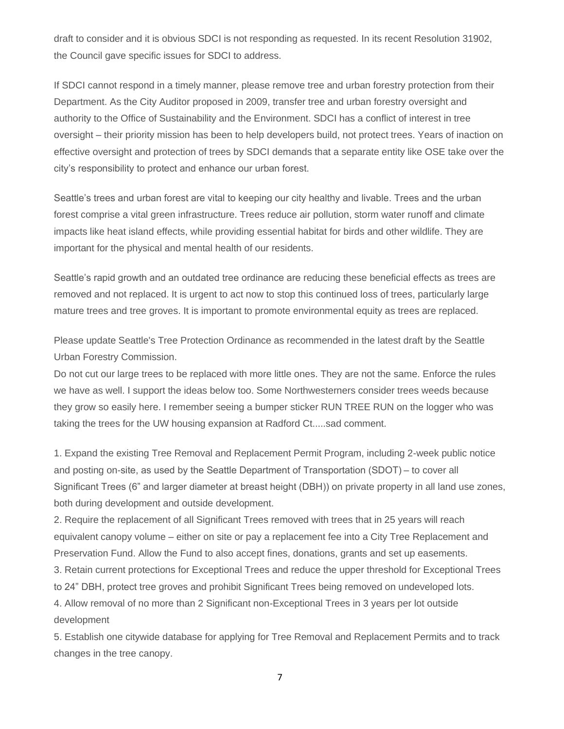draft to consider and it is obvious SDCI is not responding as requested. In its recent Resolution 31902, the Council gave specific issues for SDCI to address.

If SDCI cannot respond in a timely manner, please remove tree and urban forestry protection from their Department. As the City Auditor proposed in 2009, transfer tree and urban forestry oversight and authority to the Office of Sustainability and the Environment. SDCI has a conflict of interest in tree oversight – their priority mission has been to help developers build, not protect trees. Years of inaction on effective oversight and protection of trees by SDCI demands that a separate entity like OSE take over the city's responsibility to protect and enhance our urban forest.

Seattle's trees and urban forest are vital to keeping our city healthy and livable. Trees and the urban forest comprise a vital green infrastructure. Trees reduce air pollution, storm water runoff and climate impacts like heat island effects, while providing essential habitat for birds and other wildlife. They are important for the physical and mental health of our residents.

Seattle's rapid growth and an outdated tree ordinance are reducing these beneficial effects as trees are removed and not replaced. It is urgent to act now to stop this continued loss of trees, particularly large mature trees and tree groves. It is important to promote environmental equity as trees are replaced.

Please update Seattle's Tree Protection Ordinance as recommended in the latest draft by the Seattle Urban Forestry Commission.
Do not cut our large trees to be replaced with more little ones. They are not the same. Enforce the rules we have as well. I support the ideas below too. Some Northwesterners consider trees weeds because they grow so easily here. I remember seeing a bumper sticker RUN TREE RUN on the logger who was taking the trees for the UW housing expansion at Radford Ct.....sad comment.

1. Expand the existing Tree Removal and Replacement Permit Program, including 2-week public notice and posting on-site, as used by the Seattle Department of Transportation (SDOT) – to cover all Significant Trees (6" and larger diameter at breast height (DBH)) on private property in all land use zones, both during development and outside development.
2. Require the replacement of all Significant Trees removed with trees that in 25 years will reach equivalent canopy volume – either on site or pay a replacement fee into a City Tree Replacement and Preservation Fund. Allow the Fund to also accept fines, donations, grants and set up easements.
3. Retain current protections for Exceptional Trees and reduce the upper threshold for Exceptional Trees to 24" DBH, protect tree groves and prohibit Significant Trees being removed on undeveloped lots.
4. Allow removal of no more than 2 Significant non-Exceptional Trees in 3 years per lot outside development
5. Establish one citywide database for applying for Tree Removal and Replacement Permits and to track changes in the tree canopy.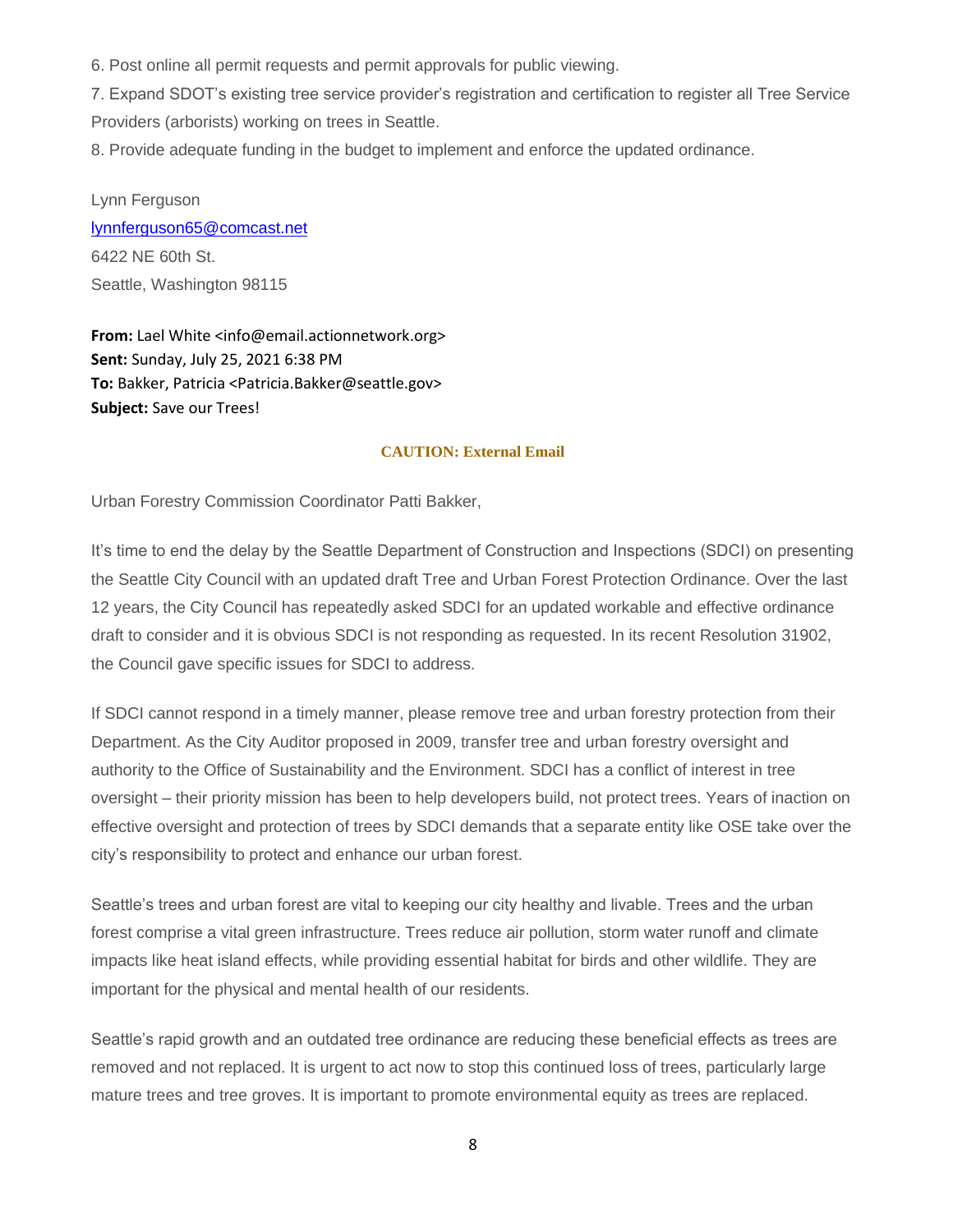6. Post online all permit requests and permit approvals for public viewing.

7. Expand SDOT's existing tree service provider's registration and certification to register all Tree Service Providers (arborists) working on trees in Seattle.

8. Provide adequate funding in the budget to implement and enforce the updated ordinance.

Lynn Ferguson
lynnferguson65@comcast.net
6422 NE 60th St.
Seattle, Washington 98115

**From:** Lael White <info@email.actionnetwork.org>
**Sent:** Sunday, July 25, 2021 6:38 PM
**To:** Bakker, Patricia <Patricia.Bakker@seattle.gov>
**Subject:** Save our Trees!

**CAUTION: External Email**

Urban Forestry Commission Coordinator Patti Bakker,

It's time to end the delay by the Seattle Department of Construction and Inspections (SDCI) on presenting the Seattle City Council with an updated draft Tree and Urban Forest Protection Ordinance. Over the last 12 years, the City Council has repeatedly asked SDCI for an updated workable and effective ordinance draft to consider and it is obvious SDCI is not responding as requested. In its recent Resolution 31902, the Council gave specific issues for SDCI to address.

If SDCI cannot respond in a timely manner, please remove tree and urban forestry protection from their Department. As the City Auditor proposed in 2009, transfer tree and urban forestry oversight and authority to the Office of Sustainability and the Environment. SDCI has a conflict of interest in tree oversight – their priority mission has been to help developers build, not protect trees. Years of inaction on effective oversight and protection of trees by SDCI demands that a separate entity like OSE take over the city's responsibility to protect and enhance our urban forest.

Seattle's trees and urban forest are vital to keeping our city healthy and livable. Trees and the urban forest comprise a vital green infrastructure. Trees reduce air pollution, storm water runoff and climate impacts like heat island effects, while providing essential habitat for birds and other wildlife. They are important for the physical and mental health of our residents.

Seattle's rapid growth and an outdated tree ordinance are reducing these beneficial effects as trees are removed and not replaced. It is urgent to act now to stop this continued loss of trees, particularly large mature trees and tree groves. It is important to promote environmental equity as trees are replaced.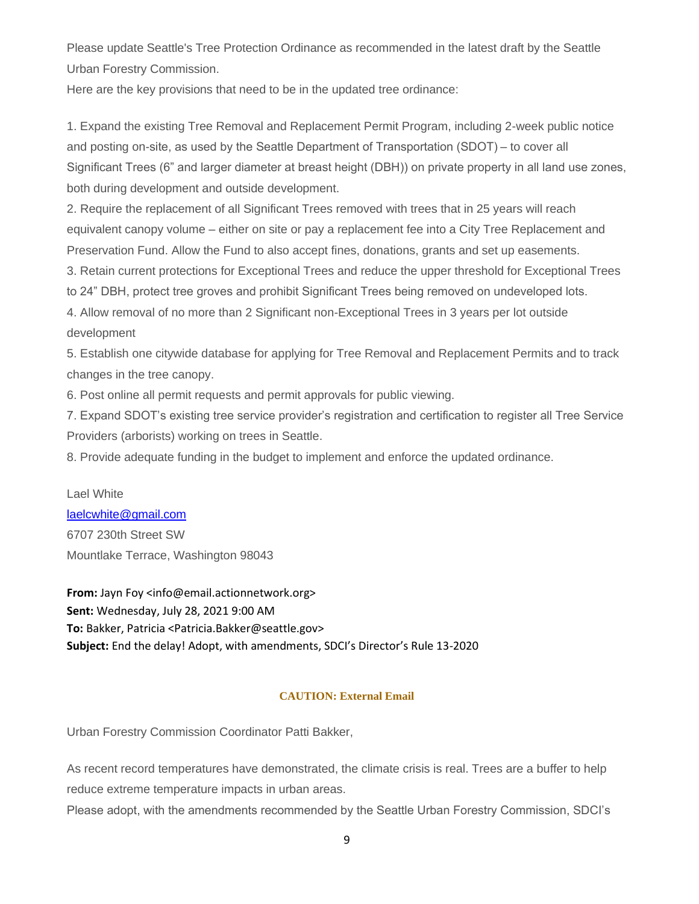Please update Seattle's Tree Protection Ordinance as recommended in the latest draft by the Seattle Urban Forestry Commission.

Here are the key provisions that need to be in the updated tree ordinance:

1. Expand the existing Tree Removal and Replacement Permit Program, including 2-week public notice and posting on-site, as used by the Seattle Department of Transportation (SDOT) – to cover all Significant Trees (6" and larger diameter at breast height (DBH)) on private property in all land use zones, both during development and outside development.
2. Require the replacement of all Significant Trees removed with trees that in 25 years will reach equivalent canopy volume – either on site or pay a replacement fee into a City Tree Replacement and Preservation Fund. Allow the Fund to also accept fines, donations, grants and set up easements.
3. Retain current protections for Exceptional Trees and reduce the upper threshold for Exceptional Trees to 24" DBH, protect tree groves and prohibit Significant Trees being removed on undeveloped lots.
4. Allow removal of no more than 2 Significant non-Exceptional Trees in 3 years per lot outside development
5. Establish one citywide database for applying for Tree Removal and Replacement Permits and to track changes in the tree canopy.
6. Post online all permit requests and permit approvals for public viewing.
7. Expand SDOT's existing tree service provider's registration and certification to register all Tree Service Providers (arborists) working on trees in Seattle.
8. Provide adequate funding in the budget to implement and enforce the updated ordinance.

Lael White
laelcwhite@gmail.com
6707 230th Street SW
Mountlake Terrace, Washington 98043

**From:** Jayn Foy <info@email.actionnetwork.org>
**Sent:** Wednesday, July 28, 2021 9:00 AM
**To:** Bakker, Patricia <Patricia.Bakker@seattle.gov>
**Subject:** End the delay! Adopt, with amendments, SDCI's Director's Rule 13-2020

**CAUTION: External Email**

Urban Forestry Commission Coordinator Patti Bakker,

As recent record temperatures have demonstrated, the climate crisis is real. Trees are a buffer to help reduce extreme temperature impacts in urban areas.

Please adopt, with the amendments recommended by the Seattle Urban Forestry Commission, SDCI's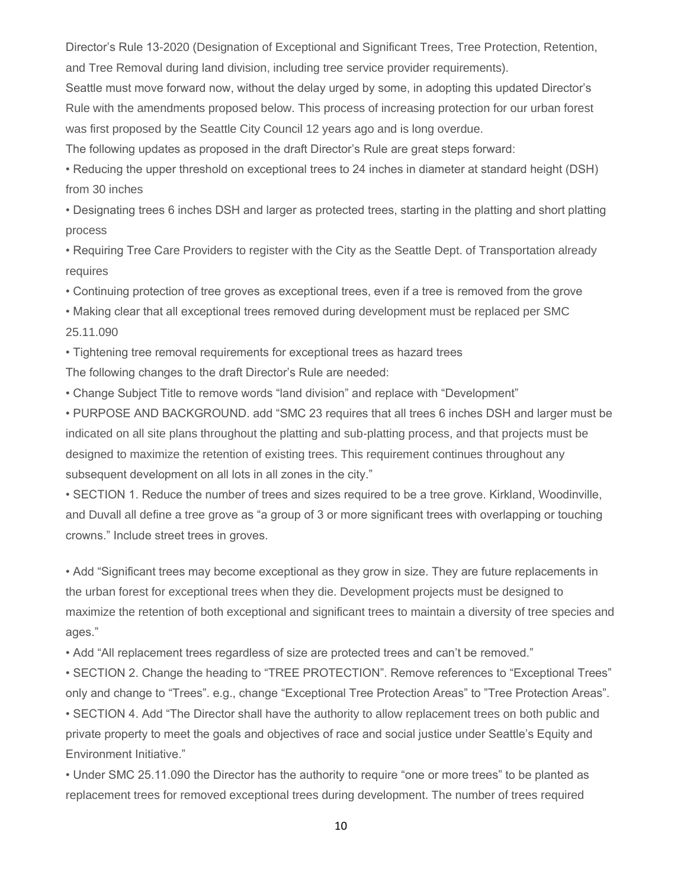Director's Rule 13-2020 (Designation of Exceptional and Significant Trees, Tree Protection, Retention, and Tree Removal during land division, including tree service provider requirements).

Seattle must move forward now, without the delay urged by some, in adopting this updated Director's Rule with the amendments proposed below. This process of increasing protection for our urban forest was first proposed by the Seattle City Council 12 years ago and is long overdue.

The following updates as proposed in the draft Director's Rule are great steps forward:

- Reducing the upper threshold on exceptional trees to 24 inches in diameter at standard height (DSH) from 30 inches
- Designating trees 6 inches DSH and larger as protected trees, starting in the platting and short platting process
- Requiring Tree Care Providers to register with the City as the Seattle Dept. of Transportation already requires
- Continuing protection of tree groves as exceptional trees, even if a tree is removed from the grove
- Making clear that all exceptional trees removed during development must be replaced per SMC 25.11.090
- Tightening tree removal requirements for exceptional trees as hazard trees

The following changes to the draft Director's Rule are needed:

- Change Subject Title to remove words "land division" and replace with "Development"
- PURPOSE AND BACKGROUND. add "SMC 23 requires that all trees 6 inches DSH and larger must be indicated on all site plans throughout the platting and sub-platting process, and that projects must be designed to maximize the retention of existing trees. This requirement continues throughout any subsequent development on all lots in all zones in the city."
- SECTION 1. Reduce the number of trees and sizes required to be a tree grove. Kirkland, Woodinville, and Duvall all define a tree grove as "a group of 3 or more significant trees with overlapping or touching crowns." Include street trees in groves.
- Add "Significant trees may become exceptional as they grow in size. They are future replacements in the urban forest for exceptional trees when they die. Development projects must be designed to maximize the retention of both exceptional and significant trees to maintain a diversity of tree species and ages."
- Add "All replacement trees regardless of size are protected trees and can't be removed."
- SECTION 2. Change the heading to "TREE PROTECTION". Remove references to "Exceptional Trees" only and change to "Trees". e.g., change "Exceptional Tree Protection Areas" to "Tree Protection Areas".
- SECTION 4. Add "The Director shall have the authority to allow replacement trees on both public and private property to meet the goals and objectives of race and social justice under Seattle's Equity and Environment Initiative."
- Under SMC 25.11.090 the Director has the authority to require "one or more trees" to be planted as replacement trees for removed exceptional trees during development. The number of trees required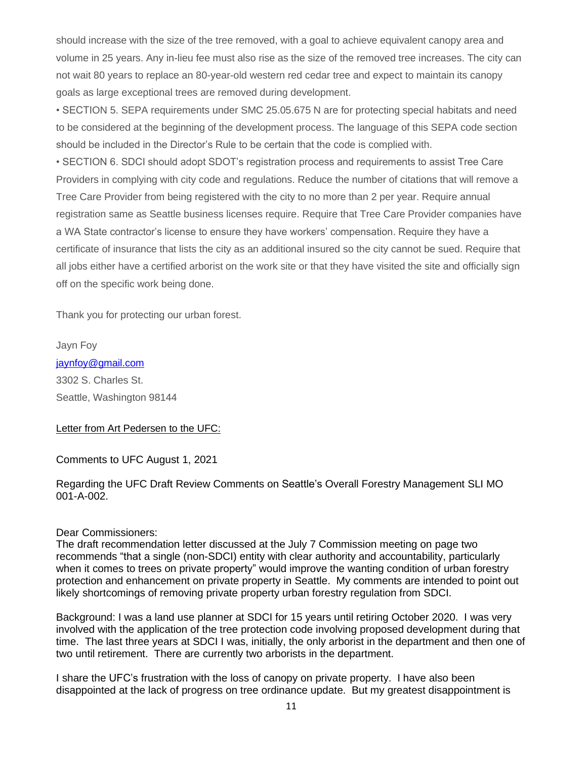should increase with the size of the tree removed, with a goal to achieve equivalent canopy area and volume in 25 years. Any in-lieu fee must also rise as the size of the removed tree increases. The city can not wait 80 years to replace an 80-year-old western red cedar tree and expect to maintain its canopy goals as large exceptional trees are removed during development.

• SECTION 5. SEPA requirements under SMC 25.05.675 N are for protecting special habitats and need to be considered at the beginning of the development process. The language of this SEPA code section should be included in the Director's Rule to be certain that the code is complied with.

• SECTION 6. SDCI should adopt SDOT's registration process and requirements to assist Tree Care Providers in complying with city code and regulations. Reduce the number of citations that will remove a Tree Care Provider from being registered with the city to no more than 2 per year. Require annual registration same as Seattle business licenses require. Require that Tree Care Provider companies have a WA State contractor's license to ensure they have workers' compensation. Require they have a certificate of insurance that lists the city as an additional insured so the city cannot be sued. Require that all jobs either have a certified arborist on the work site or that they have visited the site and officially sign off on the specific work being done.

Thank you for protecting our urban forest.

Jayn Foy
jaynfoy@gmail.com
3302 S. Charles St.
Seattle, Washington 98144

Letter from Art Pedersen to the UFC:

Comments to UFC August 1, 2021

Regarding the UFC Draft Review Comments on Seattle's Overall Forestry Management SLI MO 001-A-002.

Dear Commissioners:
The draft recommendation letter discussed at the July 7 Commission meeting on page two recommends "that a single (non-SDCI) entity with clear authority and accountability, particularly when it comes to trees on private property" would improve the wanting condition of urban forestry protection and enhancement on private property in Seattle. My comments are intended to point out likely shortcomings of removing private property urban forestry regulation from SDCI.

Background: I was a land use planner at SDCI for 15 years until retiring October 2020. I was very involved with the application of the tree protection code involving proposed development during that time. The last three years at SDCI I was, initially, the only arborist in the department and then one of two until retirement. There are currently two arborists in the department.

I share the UFC's frustration with the loss of canopy on private property. I have also been disappointed at the lack of progress on tree ordinance update. But my greatest disappointment is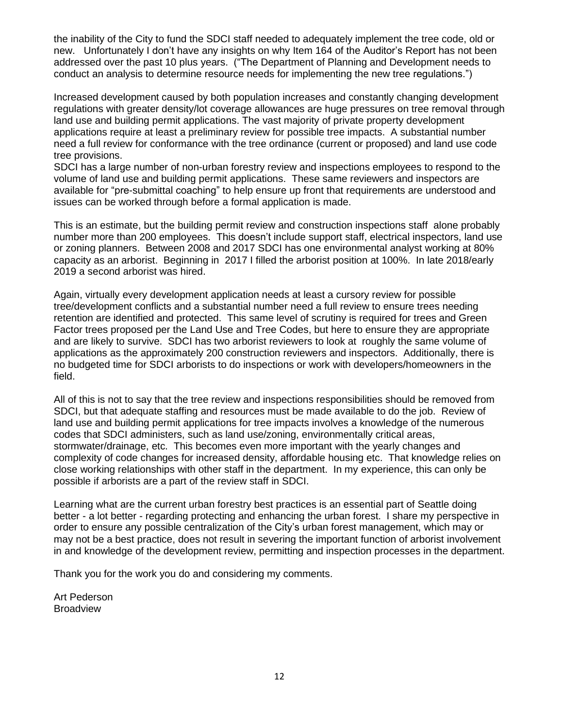the inability of the City to fund the SDCI staff needed to adequately implement the tree code, old or new. Unfortunately I don't have any insights on why Item 164 of the Auditor's Report has not been addressed over the past 10 plus years. ("The Department of Planning and Development needs to conduct an analysis to determine resource needs for implementing the new tree regulations.")

Increased development caused by both population increases and constantly changing development regulations with greater density/lot coverage allowances are huge pressures on tree removal through land use and building permit applications. The vast majority of private property development applications require at least a preliminary review for possible tree impacts. A substantial number need a full review for conformance with the tree ordinance (current or proposed) and land use code tree provisions.
SDCI has a large number of non-urban forestry review and inspections employees to respond to the volume of land use and building permit applications. These same reviewers and inspectors are available for "pre-submittal coaching" to help ensure up front that requirements are understood and issues can be worked through before a formal application is made.

This is an estimate, but the building permit review and construction inspections staff alone probably number more than 200 employees. This doesn't include support staff, electrical inspectors, land use or zoning planners. Between 2008 and 2017 SDCI has one environmental analyst working at 80% capacity as an arborist. Beginning in 2017 I filled the arborist position at 100%. In late 2018/early 2019 a second arborist was hired.

Again, virtually every development application needs at least a cursory review for possible tree/development conflicts and a substantial number need a full review to ensure trees needing retention are identified and protected. This same level of scrutiny is required for trees and Green Factor trees proposed per the Land Use and Tree Codes, but here to ensure they are appropriate and are likely to survive. SDCI has two arborist reviewers to look at roughly the same volume of applications as the approximately 200 construction reviewers and inspectors. Additionally, there is no budgeted time for SDCI arborists to do inspections or work with developers/homeowners in the field.

All of this is not to say that the tree review and inspections responsibilities should be removed from SDCI, but that adequate staffing and resources must be made available to do the job. Review of land use and building permit applications for tree impacts involves a knowledge of the numerous codes that SDCI administers, such as land use/zoning, environmentally critical areas, stormwater/drainage, etc. This becomes even more important with the yearly changes and complexity of code changes for increased density, affordable housing etc. That knowledge relies on close working relationships with other staff in the department. In my experience, this can only be possible if arborists are a part of the review staff in SDCI.

Learning what are the current urban forestry best practices is an essential part of Seattle doing better - a lot better - regarding protecting and enhancing the urban forest. I share my perspective in order to ensure any possible centralization of the City's urban forest management, which may or may not be a best practice, does not result in severing the important function of arborist involvement in and knowledge of the development review, permitting and inspection processes in the department.

Thank you for the work you do and considering my comments.

Art Pederson
Broadview